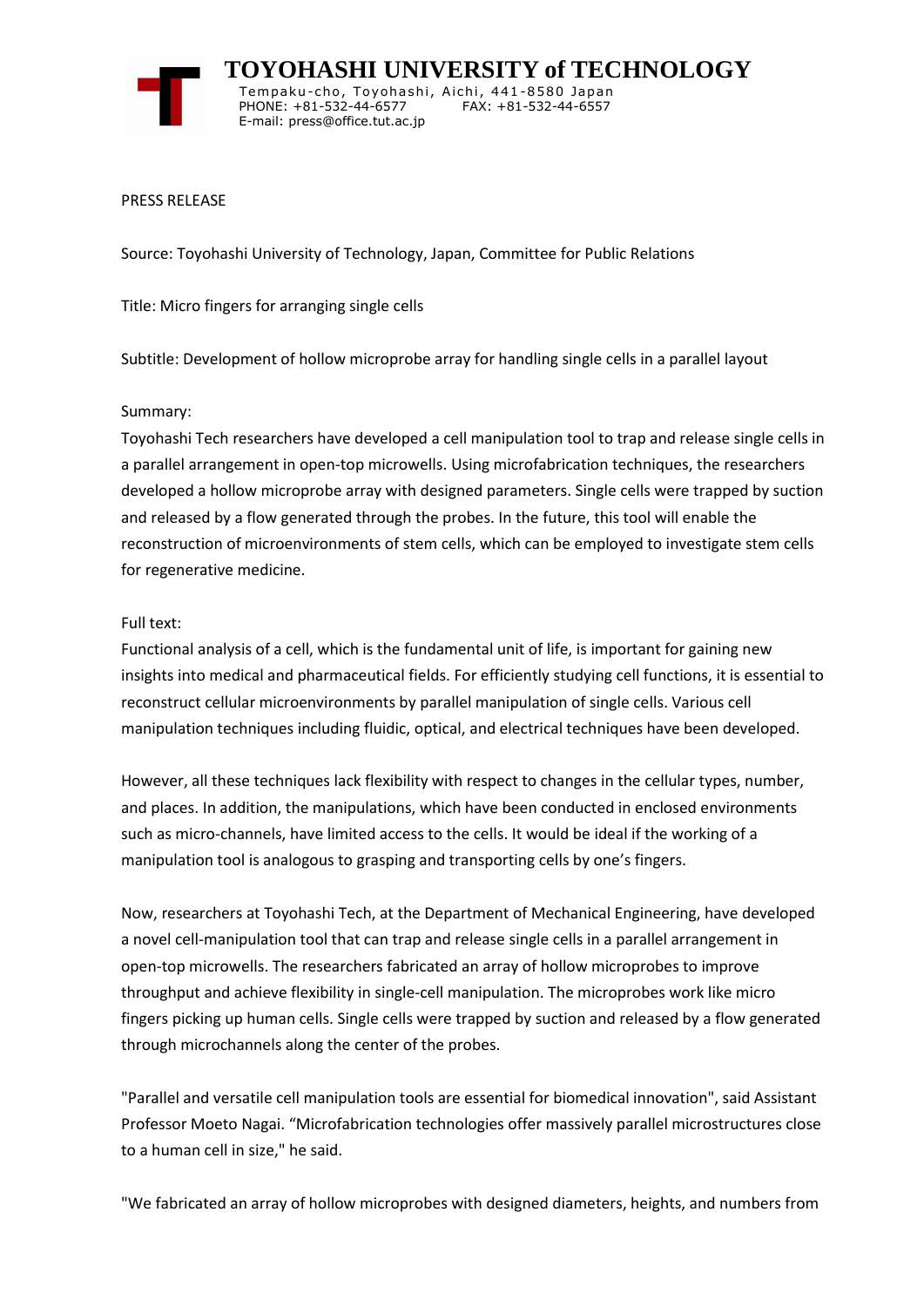**TOYOHASHI UNIVERSITY of TECHNOLOGY**
Tempaku-cho, Toyohashi, Aichi, 441-8580 Japan
PHONE: +81-532-44-6577 FAX: +81-532-44-6557
E-mail: press@office.tut.ac.jp

PRESS RELEASE

Source: Toyohashi University of Technology, Japan, Committee for Public Relations

Title: Micro fingers for arranging single cells

Subtitle: Development of hollow microprobe array for handling single cells in a parallel layout

Summary:
Toyohashi Tech researchers have developed a cell manipulation tool to trap and release single cells in a parallel arrangement in open-top microwells. Using microfabrication techniques, the researchers developed a hollow microprobe array with designed parameters. Single cells were trapped by suction and released by a flow generated through the probes. In the future, this tool will enable the reconstruction of microenvironments of stem cells, which can be employed to investigate stem cells for regenerative medicine.

Full text:
Functional analysis of a cell, which is the fundamental unit of life, is important for gaining new insights into medical and pharmaceutical fields. For efficiently studying cell functions, it is essential to reconstruct cellular microenvironments by parallel manipulation of single cells. Various cell manipulation techniques including fluidic, optical, and electrical techniques have been developed.

However, all these techniques lack flexibility with respect to changes in the cellular types, number, and places. In addition, the manipulations, which have been conducted in enclosed environments such as micro-channels, have limited access to the cells. It would be ideal if the working of a manipulation tool is analogous to grasping and transporting cells by one's fingers.

Now, researchers at Toyohashi Tech, at the Department of Mechanical Engineering, have developed a novel cell-manipulation tool that can trap and release single cells in a parallel arrangement in open-top microwells. The researchers fabricated an array of hollow microprobes to improve throughput and achieve flexibility in single-cell manipulation. The microprobes work like micro fingers picking up human cells. Single cells were trapped by suction and released by a flow generated through microchannels along the center of the probes.

"Parallel and versatile cell manipulation tools are essential for biomedical innovation", said Assistant Professor Moeto Nagai. "Microfabrication technologies offer massively parallel microstructures close to a human cell in size," he said.

"We fabricated an array of hollow microprobes with designed diameters, heights, and numbers from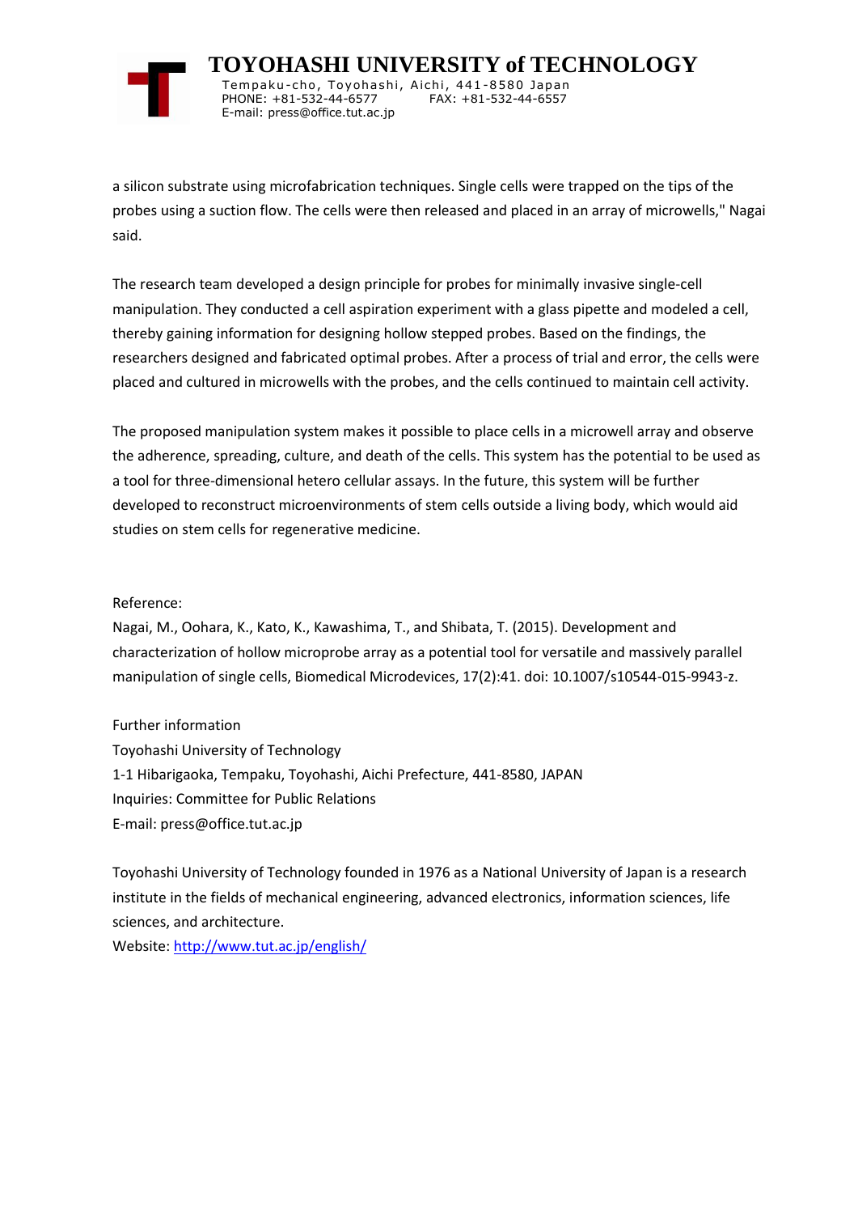a silicon substrate using microfabrication techniques. Single cells were trapped on the tips of the probes using a suction flow. The cells were then released and placed in an array of microwells," Nagai said.

The research team developed a design principle for probes for minimally invasive single-cell manipulation. They conducted a cell aspiration experiment with a glass pipette and modeled a cell, thereby gaining information for designing hollow stepped probes. Based on the findings, the researchers designed and fabricated optimal probes. After a process of trial and error, the cells were placed and cultured in microwells with the probes, and the cells continued to maintain cell activity.

The proposed manipulation system makes it possible to place cells in a microwell array and observe the adherence, spreading, culture, and death of the cells. This system has the potential to be used as a tool for three-dimensional hetero cellular assays. In the future, this system will be further developed to reconstruct microenvironments of stem cells outside a living body, which would aid studies on stem cells for regenerative medicine.

Reference:
Nagai, M., Oohara, K., Kato, K., Kawashima, T., and Shibata, T. (2015). Development and characterization of hollow microprobe array as a potential tool for versatile and massively parallel manipulation of single cells, Biomedical Microdevices, 17(2):41. doi: 10.1007/s10544-015-9943-z.

Further information
Toyohashi University of Technology
1-1 Hibarigaoka, Tempaku, Toyohashi, Aichi Prefecture, 441-8580, JAPAN
Inquiries: Committee for Public Relations
E-mail: press@office.tut.ac.jp

Toyohashi University of Technology founded in 1976 as a National University of Japan is a research institute in the fields of mechanical engineering, advanced electronics, information sciences, life sciences, and architecture.
Website: http://www.tut.ac.jp/english/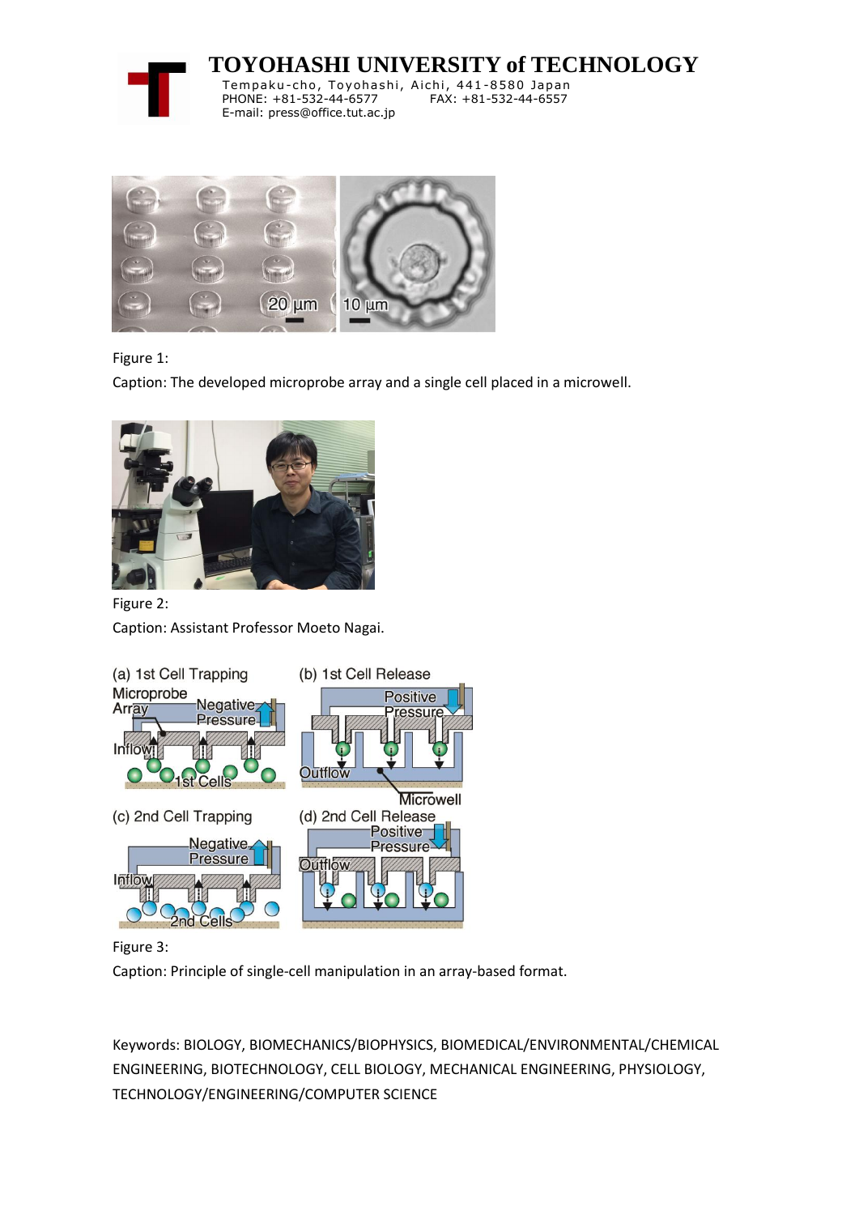**TOYOHASHI UNIVERSITY of TECHNOLOGY**

Tempaku-cho, Toyohashi, Aichi, 441-8580 Japan
PHONE: +81-532-44-6577 FAX: +81-532-44-6557
E-mail: press@office.tut.ac.jp

20 µm

10 µm

Figure 1:

Caption: The developed microprobe array and a single cell placed in a microwell.

Figure 2:

Caption: Assistant Professor Moeto Nagai.

(a) 1st Cell Trapping

Microprobe Array

Negative Pressure

Inflow

1st Cells

(b) 1st Cell Release

Positive Pressure

Outflow

Microwell

(c) 2nd Cell Trapping

Negative Pressure

Inflow

2nd Cells

(d) 2nd Cell Release

Positive Pressure

Outflow

Figure 3:

Caption: Principle of single-cell manipulation in an array-based format.

Keywords: BIOLOGY, BIOMECHANICS/BIOPHYSICS, BIOMEDICAL/ENVIRONMENTAL/CHEMICAL ENGINEERING, BIOTECHNOLOGY, CELL BIOLOGY, MECHANICAL ENGINEERING, PHYSIOLOGY, TECHNOLOGY/ENGINEERING/COMPUTER SCIENCE